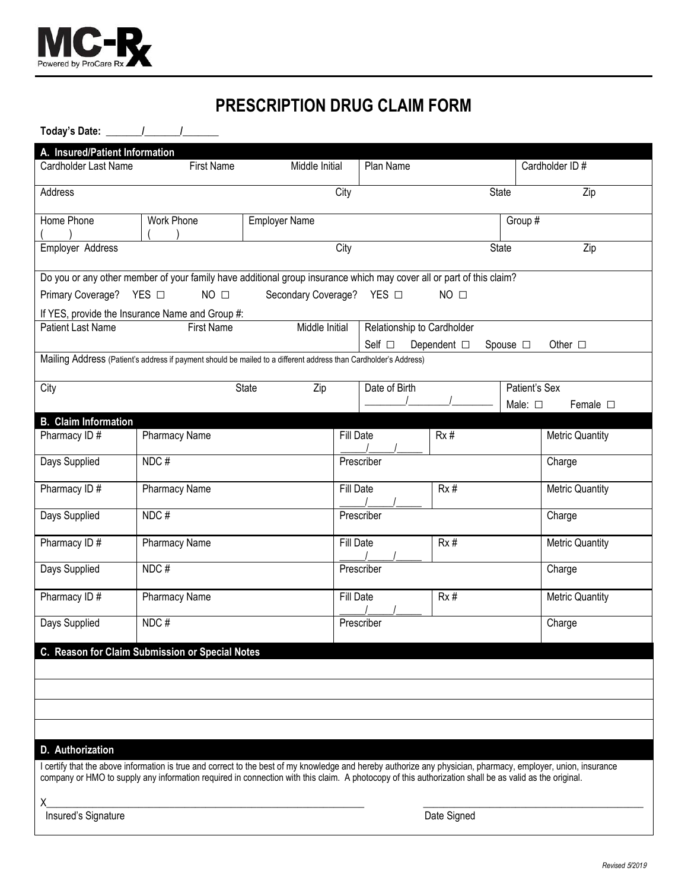MC-Rx
Powered by ProCare Rx

# PRESCRIPTION DRUG CLAIM FORM

**Today's Date:** _______/_______/_______

## A. Insured/Patient Information

| Cardholder Last Name | First Name | Middle Initial | Plan Name | Cardholder ID # |
|---|---|---|---|---|
| | | | | |

| Address | City | State | Zip |
|---|---|---|---|
| | | | |

| Home Phone | Work Phone | Employer Name | Group # |
|---|---|---|---|
| ( ) | ( ) | | |

| Employer Address | City | State | Zip |
|---|---|---|---|
| | | | |

Do you or any other member of your family have additional group insurance which may cover all or part of this claim?

Primary Coverage? YES ☐ NO ☐ Secondary Coverage? YES ☐ NO ☐

If YES, provide the Insurance Name and Group #:

| Patient Last Name | First Name | Middle Initial | Relationship to Cardholder |
|---|---|---|---|
| | | | Self ☐ Dependent ☐ Spouse ☐ Other ☐ |

Mailing Address (Patient's address if payment should be mailed to a different address than Cardholder's Address)

| City | State | Zip | Date of Birth | Patient's Sex |
|---|---|---|---|---|
| | | | ________/________/________ | Male: ☐ Female ☐ |

## B. Claim Information

| Pharmacy ID # | Pharmacy Name | Fill Date | Rx # | Metric Quantity |
|---|---|---|---|---|
| | | _____/_____/_____ | | |
| **Days Supplied** | **NDC #** | **Prescriber** | | **Charge** |
| | | | | |
| **Pharmacy ID #** | **Pharmacy Name** | **Fill Date** | **Rx #** | **Metric Quantity** |
| | | _____/_____/_____ | | |
| **Days Supplied** | **NDC #** | **Prescriber** | | **Charge** |
| | | | | |
| **Pharmacy ID #** | **Pharmacy Name** | **Fill Date** | **Rx #** | **Metric Quantity** |
| | | _____/_____/_____ | | |
| **Days Supplied** | **NDC #** | **Prescriber** | | **Charge** |
| | | | | |
| **Pharmacy ID #** | **Pharmacy Name** | **Fill Date** | **Rx #** | **Metric Quantity** |
| | | _____/_____/_____ | | |
| **Days Supplied** | **NDC #** | **Prescriber** | | **Charge** |
| | | | | |

## C. Reason for Claim Submission or Special Notes

_______________________________________________

_______________________________________________

_______________________________________________

_______________________________________________

## D. Authorization

I certify that the above information is true and correct to the best of my knowledge and hereby authorize any physician, pharmacy, employer, union, insurance company or HMO to supply any information required in connection with this claim. A photocopy of this authorization shall be as valid as the original.

X_______________________________________________ _______________________________________________

Insured's Signature Date Signed

*Revised 5/2019*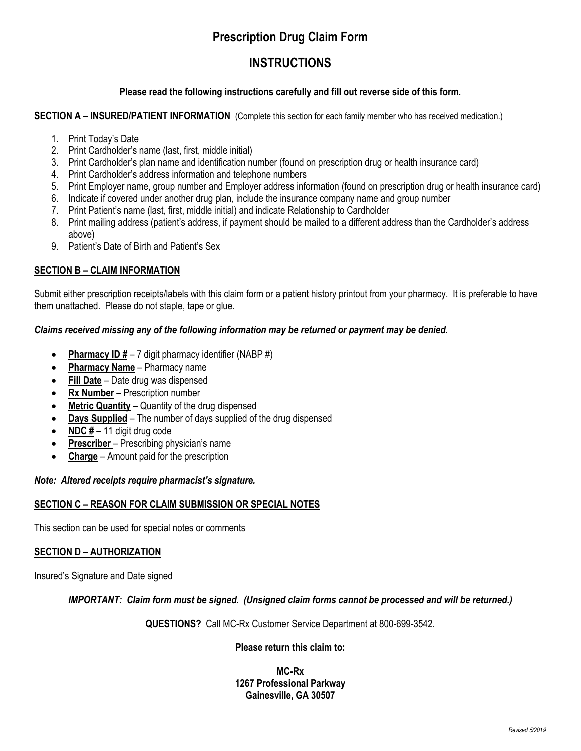# Prescription Drug Claim Form

## INSTRUCTIONS

**Please read the following instructions carefully and fill out reverse side of this form.**

**SECTION A – INSURED/PATIENT INFORMATION** (Complete this section for each family member who has received medication.)

1. Print Today's Date
2. Print Cardholder's name (last, first, middle initial)
3. Print Cardholder's plan name and identification number (found on prescription drug or health insurance card)
4. Print Cardholder's address information and telephone numbers
5. Print Employer name, group number and Employer address information (found on prescription drug or health insurance card)
6. Indicate if covered under another drug plan, include the insurance company name and group number
7. Print Patient's name (last, first, middle initial) and indicate Relationship to Cardholder
8. Print mailing address (patient's address, if payment should be mailed to a different address than the Cardholder's address above)
9. Patient's Date of Birth and Patient's Sex

**SECTION B – CLAIM INFORMATION**

Submit either prescription receipts/labels with this claim form or a patient history printout from your pharmacy. It is preferable to have them unattached. Please do not staple, tape or glue.

***Claims received missing any of the following information may be returned or payment may be denied.***

- **Pharmacy ID #** – 7 digit pharmacy identifier (NABP #)
- **Pharmacy Name** – Pharmacy name
- **Fill Date** – Date drug was dispensed
- **Rx Number** – Prescription number
- **Metric Quantity** – Quantity of the drug dispensed
- **Days Supplied** – The number of days supplied of the drug dispensed
- **NDC #** – 11 digit drug code
- **Prescriber** – Prescribing physician's name
- **Charge** – Amount paid for the prescription

***Note: Altered receipts require pharmacist's signature.***

**SECTION C – REASON FOR CLAIM SUBMISSION OR SPECIAL NOTES**

This section can be used for special notes or comments

**SECTION D – AUTHORIZATION**

Insured's Signature and Date signed

***IMPORTANT: Claim form must be signed. (Unsigned claim forms cannot be processed and will be returned.)***

**QUESTIONS?** Call MC-Rx Customer Service Department at 800-699-3542.

**Please return this claim to:**

**MC-Rx**
**1267 Professional Parkway**
**Gainesville, GA 30507**

*Revised 5/2019*